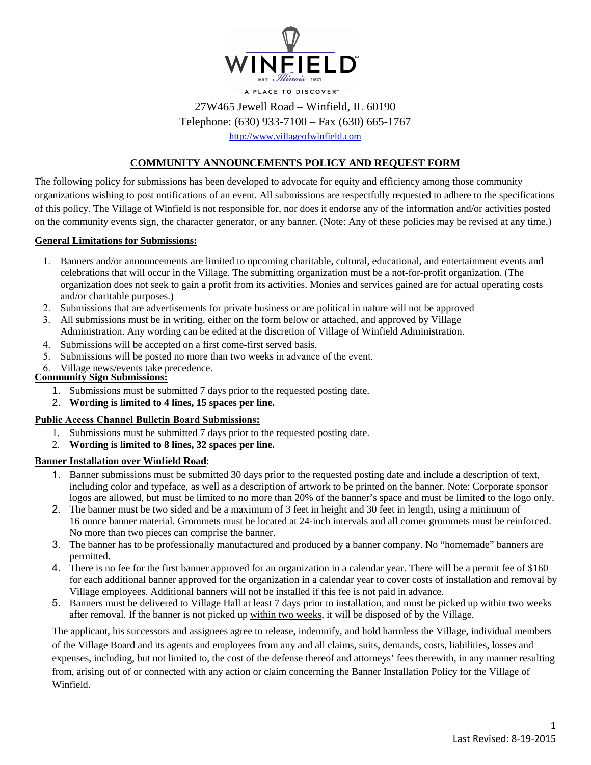WINFIELD

EST Illinois 1921

A PLACE TO DISCOVER™

27W465 Jewell Road – Winfield, IL 60190

Telephone: (630) 933-7100 – Fax (630) 665-1767

http://www.villageofwinfield.com

## COMMUNITY ANNOUNCEMENTS POLICY AND REQUEST FORM

The following policy for submissions has been developed to advocate for equity and efficiency among those community organizations wishing to post notifications of an event. All submissions are respectfully requested to adhere to the specifications of this policy. The Village of Winfield is not responsible for, nor does it endorse any of the information and/or activities posted on the community events sign, the character generator, or any banner. (Note: Any of these policies may be revised at any time.)

### General Limitations for Submissions:

1. Banners and/or announcements are limited to upcoming charitable, cultural, educational, and entertainment events and celebrations that will occur in the Village. The submitting organization must be a not-for-profit organization. (The organization does not seek to gain a profit from its activities. Monies and services gained are for actual operating costs and/or charitable purposes.)
2. Submissions that are advertisements for private business or are political in nature will not be approved
3. All submissions must be in writing, either on the form below or attached, and approved by Village Administration. Any wording can be edited at the discretion of Village of Winfield Administration.
4. Submissions will be accepted on a first come-first served basis.
5. Submissions will be posted no more than two weeks in advance of the event.
6. Village news/events take precedence.

### Community Sign Submissions:

1. Submissions must be submitted 7 days prior to the requested posting date.
2. **Wording is limited to 4 lines, 15 spaces per line.**

### Public Access Channel Bulletin Board Submissions:

1. Submissions must be submitted 7 days prior to the requested posting date.
2. **Wording is limited to 8 lines, 32 spaces per line.**

### Banner Installation over Winfield Road:

1. Banner submissions must be submitted 30 days prior to the requested posting date and include a description of text, including color and typeface, as well as a description of artwork to be printed on the banner. Note: Corporate sponsor logos are allowed, but must be limited to no more than 20% of the banner's space and must be limited to the logo only.
2. The banner must be two sided and be a maximum of 3 feet in height and 30 feet in length, using a minimum of 16 ounce banner material. Grommets must be located at 24-inch intervals and all corner grommets must be reinforced. No more than two pieces can comprise the banner.
3. The banner has to be professionally manufactured and produced by a banner company. No "homemade" banners are permitted.
4. There is no fee for the first banner approved for an organization in a calendar year. There will be a permit fee of $160 for each additional banner approved for the organization in a calendar year to cover costs of installation and removal by Village employees. Additional banners will not be installed if this fee is not paid in advance.
5. Banners must be delivered to Village Hall at least 7 days prior to installation, and must be picked up within two weeks after removal. If the banner is not picked up within two weeks, it will be disposed of by the Village.

The applicant, his successors and assignees agree to release, indemnify, and hold harmless the Village, individual members of the Village Board and its agents and employees from any and all claims, suits, demands, costs, liabilities, losses and expenses, including, but not limited to, the cost of the defense thereof and attorneys' fees therewith, in any manner resulting from, arising out of or connected with any action or claim concerning the Banner Installation Policy for the Village of Winfield.

Last Revised: 8-19-2015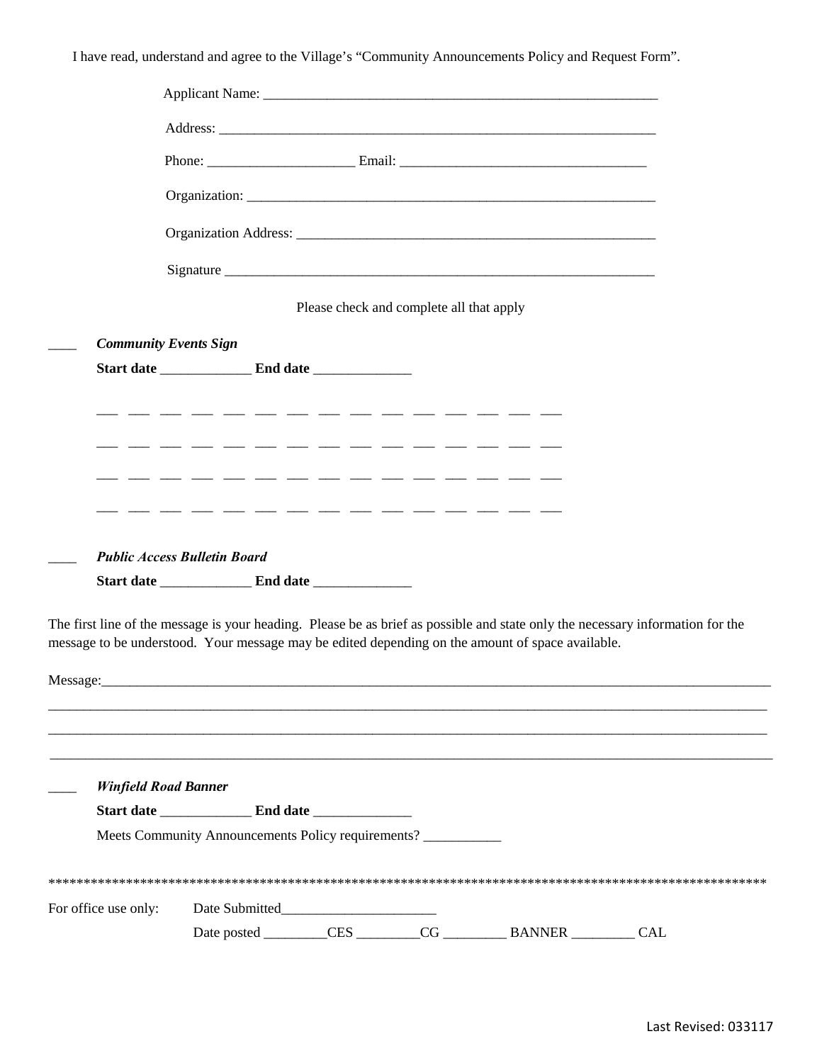I have read, understand and agree to the Village's "Community Announcements Policy and Request Form".

Applicant Name: ___________________________________________________________

Address: _______________________________________________________________

Phone: _____________________ Email: ___________________________________

Organization: ____________________________________________________________

Organization Address: ____________________________________________________

Signature _______________________________________________________________

Please check and complete all that apply

____ ***Community Events Sign***

**Start date** _____________ **End date** ______________

___ ___ ___ ___ ___ ___ ___ ___ ___ ___ ___ ___ ___ ___ ___

___ ___ ___ ___ ___ ___ ___ ___ ___ ___ ___ ___ ___ ___ ___

___ ___ ___ ___ ___ ___ ___ ___ ___ ___ ___ ___ ___ ___ ___

___ ___ ___ ___ ___ ___ ___ ___ ___ ___ ___ ___ ___ ___ ___

____ ***Public Access Bulletin Board***

**Start date** _____________ **End date** ______________

The first line of the message is your heading. Please be as brief as possible and state only the necessary information for the message to be understood. Your message may be edited depending on the amount of space available.

Message:_________________________________________________________________________________________

_________________________________________________________________________________________________

_________________________________________________________________________________________________

_________________________________________________________________________________________________

____ ***Winfield Road Banner***

**Start date** _____________ **End date** ______________

Meets Community Announcements Policy requirements? ___________

*****************************************************************************************************

For office use only: Date Submitted______________________

Date posted _________CES _________CG _________ BANNER _________ CAL

Last Revised: 033117